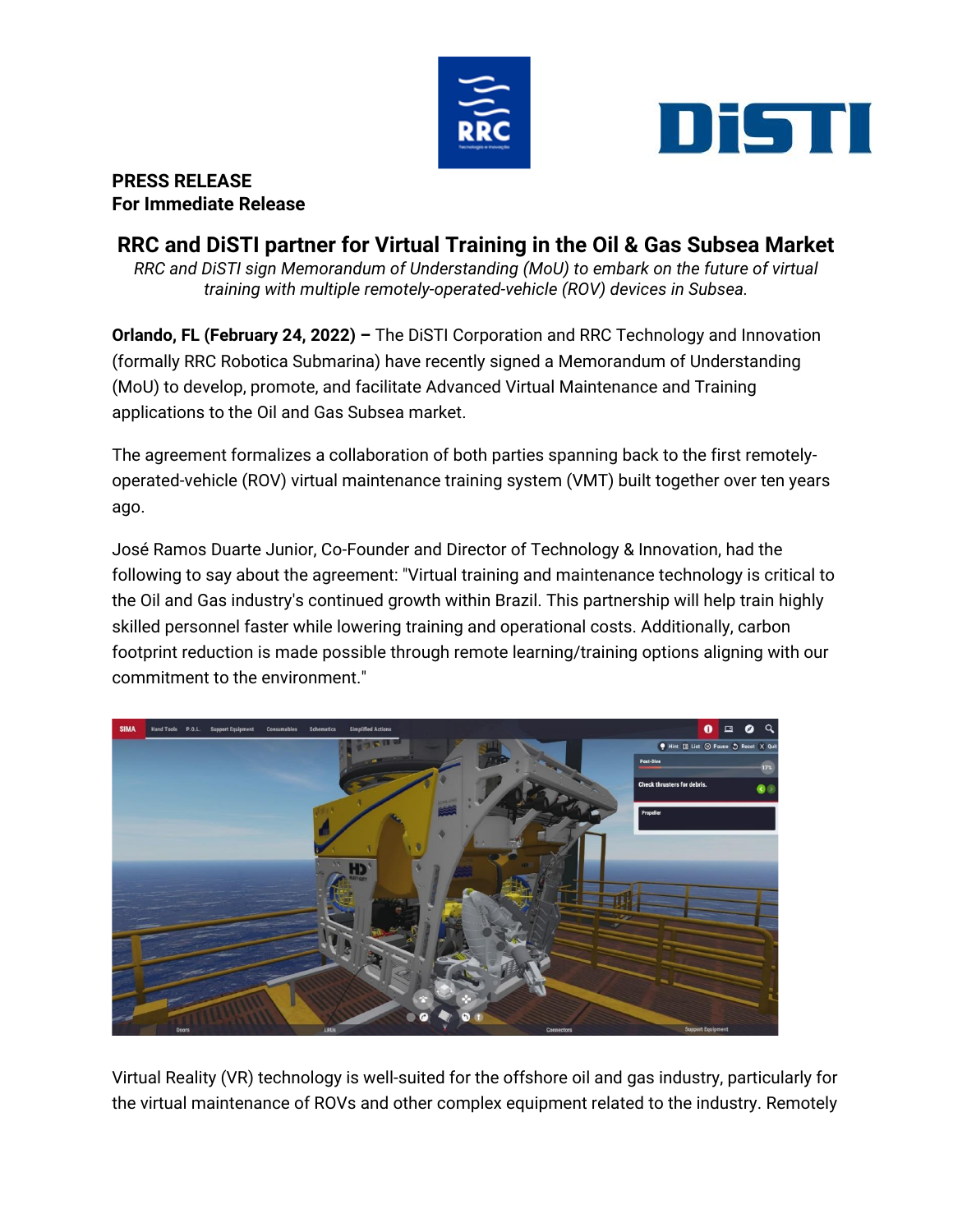**PRESS RELEASE**
**For Immediate Release**

# RRC and DiSTI partner for Virtual Training in the Oil & Gas Subsea Market

*RRC and DiSTI sign Memorandum of Understanding (MoU) to embark on the future of virtual training with multiple remotely-operated-vehicle (ROV) devices in Subsea.*

**Orlando, FL (February 24, 2022) –** The DiSTI Corporation and RRC Technology and Innovation (formally RRC Robotica Submarina) have recently signed a Memorandum of Understanding (MoU) to develop, promote, and facilitate Advanced Virtual Maintenance and Training applications to the Oil and Gas Subsea market.

The agreement formalizes a collaboration of both parties spanning back to the first remotely-operated-vehicle (ROV) virtual maintenance training system (VMT) built together over ten years ago.

José Ramos Duarte Junior, Co-Founder and Director of Technology & Innovation, had the following to say about the agreement: "Virtual training and maintenance technology is critical to the Oil and Gas industry's continued growth within Brazil. This partnership will help train highly skilled personnel faster while lowering training and operational costs. Additionally, carbon footprint reduction is made possible through remote learning/training options aligning with our commitment to the environment."

Virtual Reality (VR) technology is well-suited for the offshore oil and gas industry, particularly for the virtual maintenance of ROVs and other complex equipment related to the industry. Remotely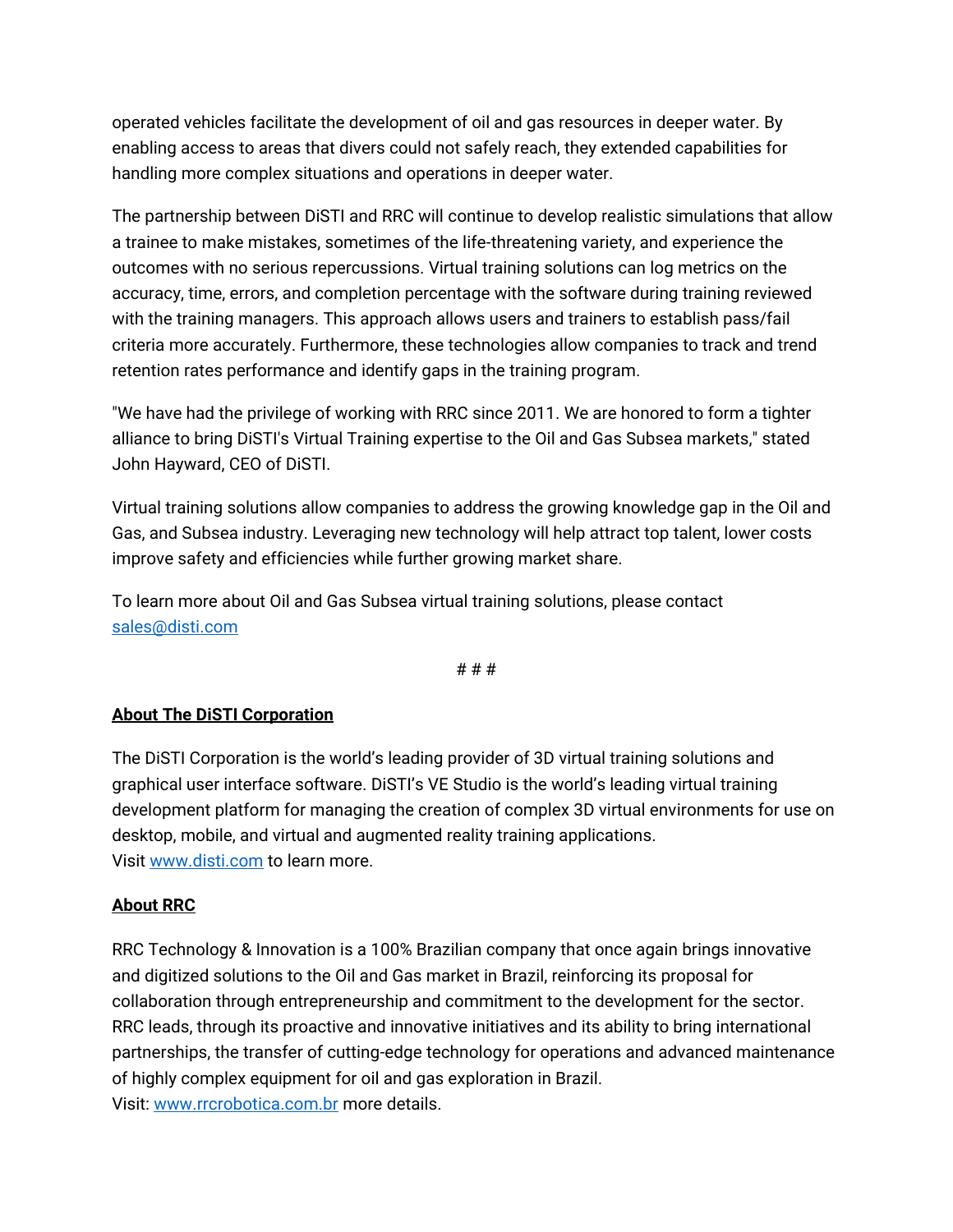operated vehicles facilitate the development of oil and gas resources in deeper water. By enabling access to areas that divers could not safely reach, they extended capabilities for handling more complex situations and operations in deeper water.

The partnership between DiSTI and RRC will continue to develop realistic simulations that allow a trainee to make mistakes, sometimes of the life-threatening variety, and experience the outcomes with no serious repercussions. Virtual training solutions can log metrics on the accuracy, time, errors, and completion percentage with the software during training reviewed with the training managers. This approach allows users and trainers to establish pass/fail criteria more accurately. Furthermore, these technologies allow companies to track and trend retention rates performance and identify gaps in the training program.

"We have had the privilege of working with RRC since 2011. We are honored to form a tighter alliance to bring DiSTI's Virtual Training expertise to the Oil and Gas Subsea markets," stated John Hayward, CEO of DiSTI.

Virtual training solutions allow companies to address the growing knowledge gap in the Oil and Gas, and Subsea industry. Leveraging new technology will help attract top talent, lower costs improve safety and efficiencies while further growing market share.

To learn more about Oil and Gas Subsea virtual training solutions, please contact [sales@disti.com](mailto:sales@disti.com)

# # #

**About The DiSTI Corporation**

The DiSTI Corporation is the world's leading provider of 3D virtual training solutions and graphical user interface software. DiSTI's VE Studio is the world's leading virtual training development platform for managing the creation of complex 3D virtual environments for use on desktop, mobile, and virtual and augmented reality training applications.
Visit [www.disti.com](http://www.disti.com) to learn more.

**About RRC**

RRC Technology & Innovation is a 100% Brazilian company that once again brings innovative and digitized solutions to the Oil and Gas market in Brazil, reinforcing its proposal for collaboration through entrepreneurship and commitment to the development for the sector. RRC leads, through its proactive and innovative initiatives and its ability to bring international partnerships, the transfer of cutting-edge technology for operations and advanced maintenance of highly complex equipment for oil and gas exploration in Brazil.
Visit: [www.rrcrobotica.com.br](http://www.rrcrobotica.com.br) more details.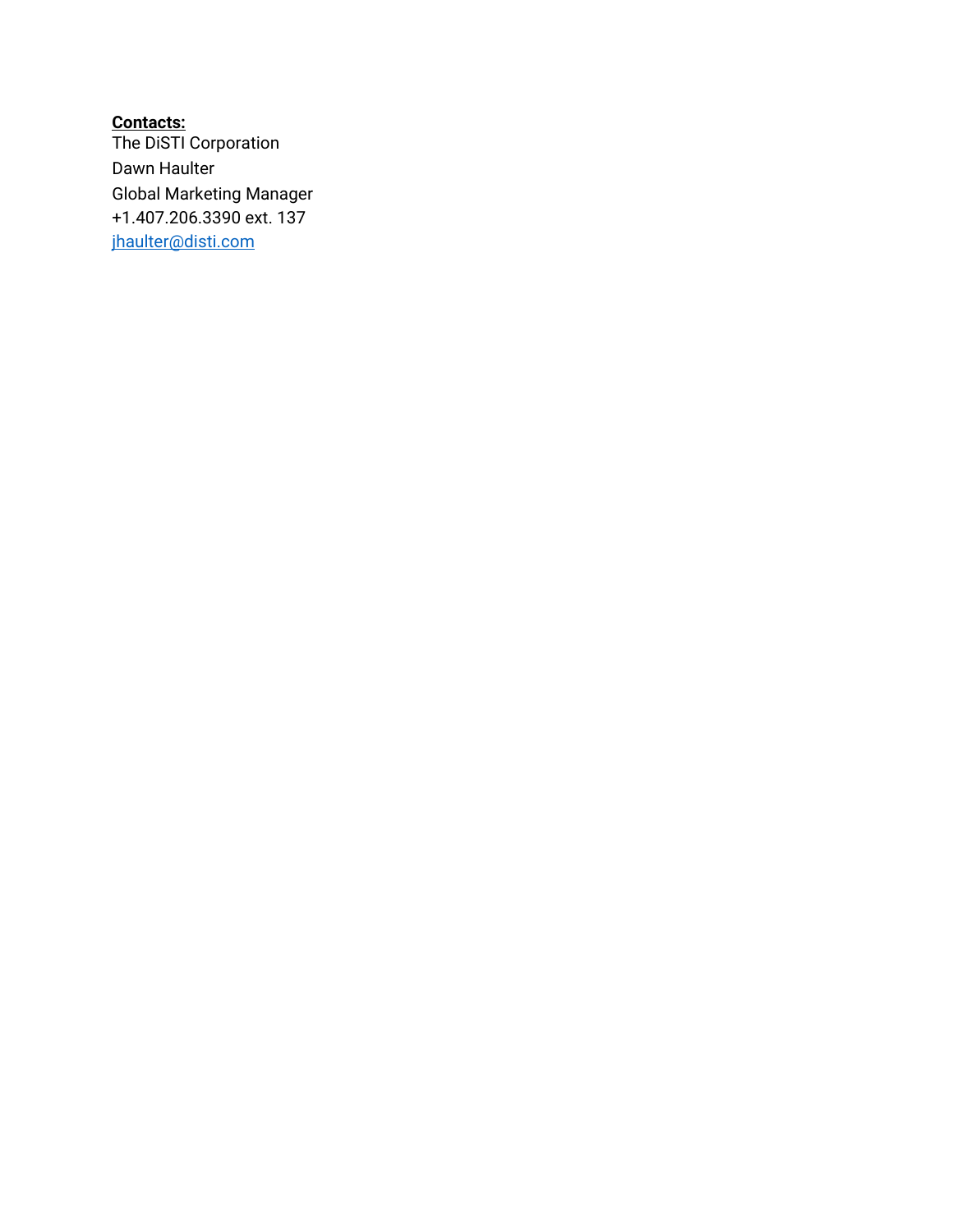**<u>Contacts:</u>**
The DiSTI Corporation
Dawn Haulter
Global Marketing Manager
+1.407.206.3390 ext. 137
[jhaulter@disti.com](mailto:jhaulter@disti.com)